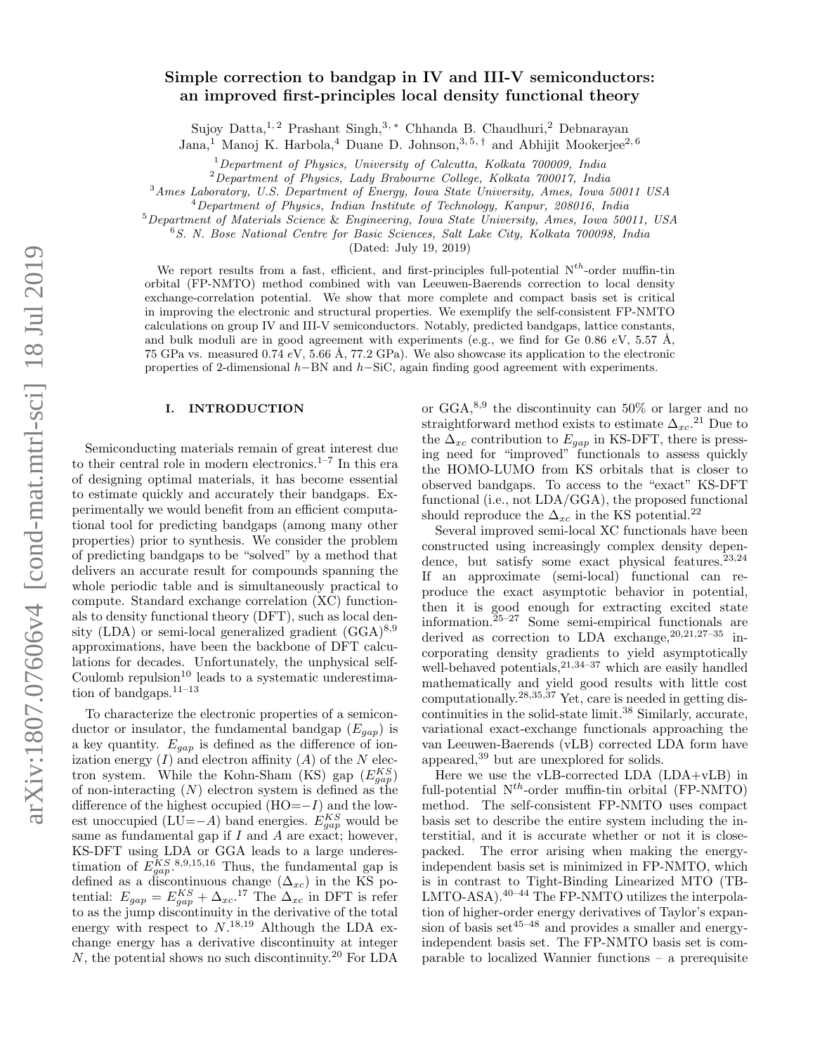# Simple correction to bandgap in IV and III-V semiconductors: an improved first-principles local density functional theory

Sujoy Datta,[1,2] Prashant Singh,[3,*] Chhanda B. Chaudhuri,[2] Debnarayan Jana,[1] Manoj K. Harbola,[4] Duane D. Johnson,[3,5,†] and Abhijit Mookerjee[2,6]

[1]*Department of Physics, University of Calcutta, Kolkata 700009, India*
[2]*Department of Physics, Lady Brabourne College, Kolkata 700017, India*
[3]*Ames Laboratory, U.S. Department of Energy, Iowa State University, Ames, Iowa 50011 USA*
[4]*Department of Physics, Indian Institute of Technology, Kanpur, 208016, India*
[5]*Department of Materials Science & Engineering, Iowa State University, Ames, Iowa 50011, USA*
[6]*S. N. Bose National Centre for Basic Sciences, Salt Lake City, Kolkata 700098, India*

(Dated: July 19, 2019)

We report results from a fast, efficient, and first-principles full-potential $N^{th}$-order muffin-tin orbital (FP-NMTO) method combined with van Leeuwen-Baerends correction to local density exchange-correlation potential. We show that more complete and compact basis set is critical in improving the electronic and structural properties. We exemplify the self-consistent FP-NMTO calculations on group IV and III-V semiconductors. Notably, predicted bandgaps, lattice constants, and bulk moduli are in good agreement with experiments (e.g., we find for Ge 0.86 $eV$, 5.57 Å, 75 GPa vs. measured 0.74 $eV$, 5.66 Å, 77.2 GPa). We also showcase its application to the electronic properties of 2-dimensional $h-$BN and $h-$SiC, again finding good agreement with experiments.

## I. INTRODUCTION

Semiconducting materials remain of great interest due to their central role in modern electronics.[1–7] In this era of designing optimal materials, it has become essential to estimate quickly and accurately their bandgaps. Experimentally we would benefit from an efficient computational tool for predicting bandgaps (among many other properties) prior to synthesis. We consider the problem of predicting bandgaps to be "solved" by a method that delivers an accurate result for compounds spanning the whole periodic table and is simultaneously practical to compute. Standard exchange correlation (XC) functionals to density functional theory (DFT), such as local density (LDA) or semi-local generalized gradient (GGA)[8,9] approximations, have been the backbone of DFT calculations for decades. Unfortunately, the unphysical self-Coulomb repulsion[10] leads to a systematic underestimation of bandgaps.[11–13]

To characterize the electronic properties of a semiconductor or insulator, the fundamental bandgap ($E_{gap}$) is a key quantity. $E_{gap}$ is defined as the difference of ionization energy ($I$) and electron affinity ($A$) of the $N$ electron system. While the Kohn-Sham (KS) gap ($E_{gap}^{KS}$) of non-interacting ($N$) electron system is defined as the difference of the highest occupied (HO=$-I$) and the lowest unoccupied (LU=$-A$) band energies. $E_{gap}^{KS}$ would be same as fundamental gap if $I$ and $A$ are exact; however, KS-DFT using LDA or GGA leads to a large underestimation of $E_{gap}^{KS}$.[8,9,15,16] Thus, the fundamental gap is defined as a discontinuous change ($\Delta_{xc}$) in the KS potential: $E_{gap} = E_{gap}^{KS} + \Delta_{xc}$.[17] The $\Delta_{xc}$ in DFT is refer to as the jump discontinuity in the derivative of the total energy with respect to $N$.[18,19] Although the LDA exchange energy has a derivative discontinuity at integer $N$, the potential shows no such discontinuity.[20] For LDA or GGA,[8,9] the discontinuity can 50% or larger and no straightforward method exists to estimate $\Delta_{xc}$.[21] Due to the $\Delta_{xc}$ contribution to $E_{gap}$ in KS-DFT, there is pressing need for "improved" functionals to assess quickly the HOMO-LUMO from KS orbitals that is closer to observed bandgaps. To access to the "exact" KS-DFT functional (i.e., not LDA/GGA), the proposed functional should reproduce the $\Delta_{xc}$ in the KS potential.[22]

Several improved semi-local XC functionals have been constructed using increasingly complex density dependence, but satisfy some exact physical features.[23,24] If an approximate (semi-local) functional can reproduce the exact asymptotic behavior in potential, then it is good enough for extracting excited state information.[25–27] Some semi-empirical functionals are derived as correction to LDA exchange,[20,21,27–35] incorporating density gradients to yield asymptotically well-behaved potentials,[21,34–37] which are easily handled mathematically and yield good results with little cost computationally.[28,35,37] Yet, care is needed in getting discontinuities in the solid-state limit.[38] Similarly, accurate, variational exact-exchange functionals approaching the van Leeuwen-Baerends (vLB) corrected LDA form have appeared,[39] but are unexplored for solids.

Here we use the vLB-corrected LDA (LDA+vLB) in full-potential $N^{th}$-order muffin-tin orbital (FP-NMTO) method. The self-consistent FP-NMTO uses compact basis set to describe the entire system including the interstitial, and it is accurate whether or not it is close-packed. The error arising when making the energy-independent basis set is minimized in FP-NMTO, which is in contrast to Tight-Binding Linearized MTO (TB-LMTO-ASA).[40–44] The FP-NMTO utilizes the interpolation of higher-order energy derivatives of Taylor's expansion of basis set[45–48] and provides a smaller and energy-independent basis set. The FP-NMTO basis set is comparable to localized Wannier functions – a prerequisite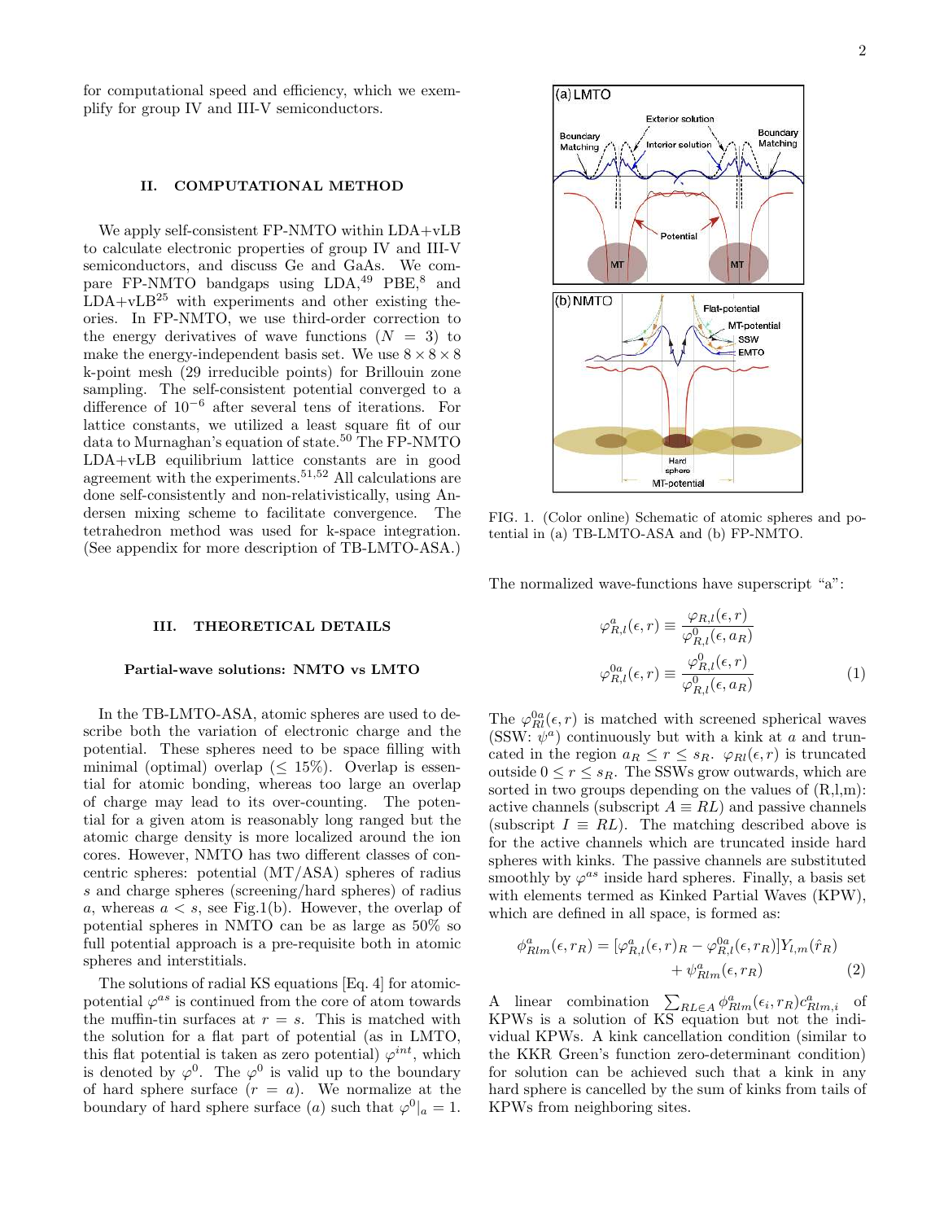for computational speed and efficiency, which we exemplify for group IV and III-V semiconductors.

## II. COMPUTATIONAL METHOD

We apply self-consistent FP-NMTO within LDA+vLB to calculate electronic properties of group IV and III-V semiconductors, and discuss Ge and GaAs. We compare FP-NMTO bandgaps using LDA,[49] PBE,[8] and LDA+vLB[25] with experiments and other existing theories. In FP-NMTO, we use third-order correction to the energy derivatives of wave functions ($N = 3$) to make the energy-independent basis set. We use $8 \times 8 \times 8$ k-point mesh (29 irreducible points) for Brillouin zone sampling. The self-consistent potential converged to a difference of $10^{-6}$ after several tens of iterations. For lattice constants, we utilized a least square fit of our data to Murnaghan's equation of state.[50] The FP-NMTO LDA+vLB equilibrium lattice constants are in good agreement with the experiments.[51,52] All calculations are done self-consistently and non-relativistically, using Andersen mixing scheme to facilitate convergence. The tetrahedron method was used for k-space integration. (See appendix for more description of TB-LMTO-ASA.)

## III. THEORETICAL DETAILS

### Partial-wave solutions: NMTO vs LMTO

In the TB-LMTO-ASA, atomic spheres are used to describe both the variation of electronic charge and the potential. These spheres need to be space filling with minimal (optimal) overlap ($\leq 15\%$). Overlap is essential for atomic bonding, whereas too large an overlap of charge may lead to its over-counting. The potential for a given atom is reasonably long ranged but the atomic charge density is more localized around the ion cores. However, NMTO has two different classes of concentric spheres: potential (MT/ASA) spheres of radius $s$ and charge spheres (screening/hard spheres) of radius $a$, whereas $a < s$, see Fig.1(b). However, the overlap of potential spheres in NMTO can be as large as 50% so full potential approach is a pre-requisite both in atomic spheres and interstitials.

The solutions of radial KS equations [Eq. 4] for atomic-potential $\varphi^{as}$ is continued from the core of atom towards the muffin-tin surfaces at $r = s$. This is matched with the solution for a flat part of potential (as in LMTO, this flat potential is taken as zero potential) $\varphi^{int}$, which is denoted by $\varphi^0$. The $\varphi^0$ is valid up to the boundary of hard sphere surface ($r = a$). We normalize at the boundary of hard sphere surface ($a$) such that $\varphi^0|_a = 1$.

FIG. 1. (Color online) Schematic of atomic spheres and potential in (a) TB-LMTO-ASA and (b) FP-NMTO.

The normalized wave-functions have superscript "a":

$$
\begin{aligned}
\varphi^a_{R,l}(\epsilon, r) &\equiv \frac{\varphi_{R,l}(\epsilon, r)}{\varphi^0_{R,l}(\epsilon, a_R)} \\
\varphi^{0a}_{R,l}(\epsilon, r) &\equiv \frac{\varphi^0_{R,l}(\epsilon, r)}{\varphi^0_{R,l}(\epsilon, a_R)}
\end{aligned}
\tag{1}
$$

The $\varphi^{0a}_{Rl}(\epsilon, r)$ is matched with screened spherical waves (SSW: $\psi^a$) continuously but with a kink at $a$ and truncated in the region $a_R \leq r \leq s_R$. $\varphi_{Rl}(\epsilon, r)$ is truncated outside $0 \leq r \leq s_R$. The SSWs grow outwards, which are sorted in two groups depending on the values of (R,l,m): active channels (subscript $A \equiv RL$) and passive channels (subscript $I \equiv RL$). The matching described above is for the active channels which are truncated inside hard spheres with kinks. The passive channels are substituted smoothly by $\varphi^{as}$ inside hard spheres. Finally, a basis set with elements termed as Kinked Partial Waves (KPW), which are defined in all space, is formed as:

$$
\phi^a_{Rlm}(\epsilon, r_R) = [\varphi^a_{R,l}(\epsilon, r)_R - \varphi^{0a}_{R,l}(\epsilon, r_R)] Y_{l,m}(\hat{r}_R) + \psi^a_{Rlm}(\epsilon, r_R) \tag{2}
$$

A linear combination $\sum_{RL \in A} \phi^a_{Rlm}(\epsilon_i, r_R) c^a_{Rlm,i}$ of KPWs is a solution of KS equation but not the individual KPWs. A kink cancellation condition (similar to the KKR Green's function zero-determinant condition) for solution can be achieved such that a kink in any hard sphere is cancelled by the sum of kinks from tails of KPWs from neighboring sites.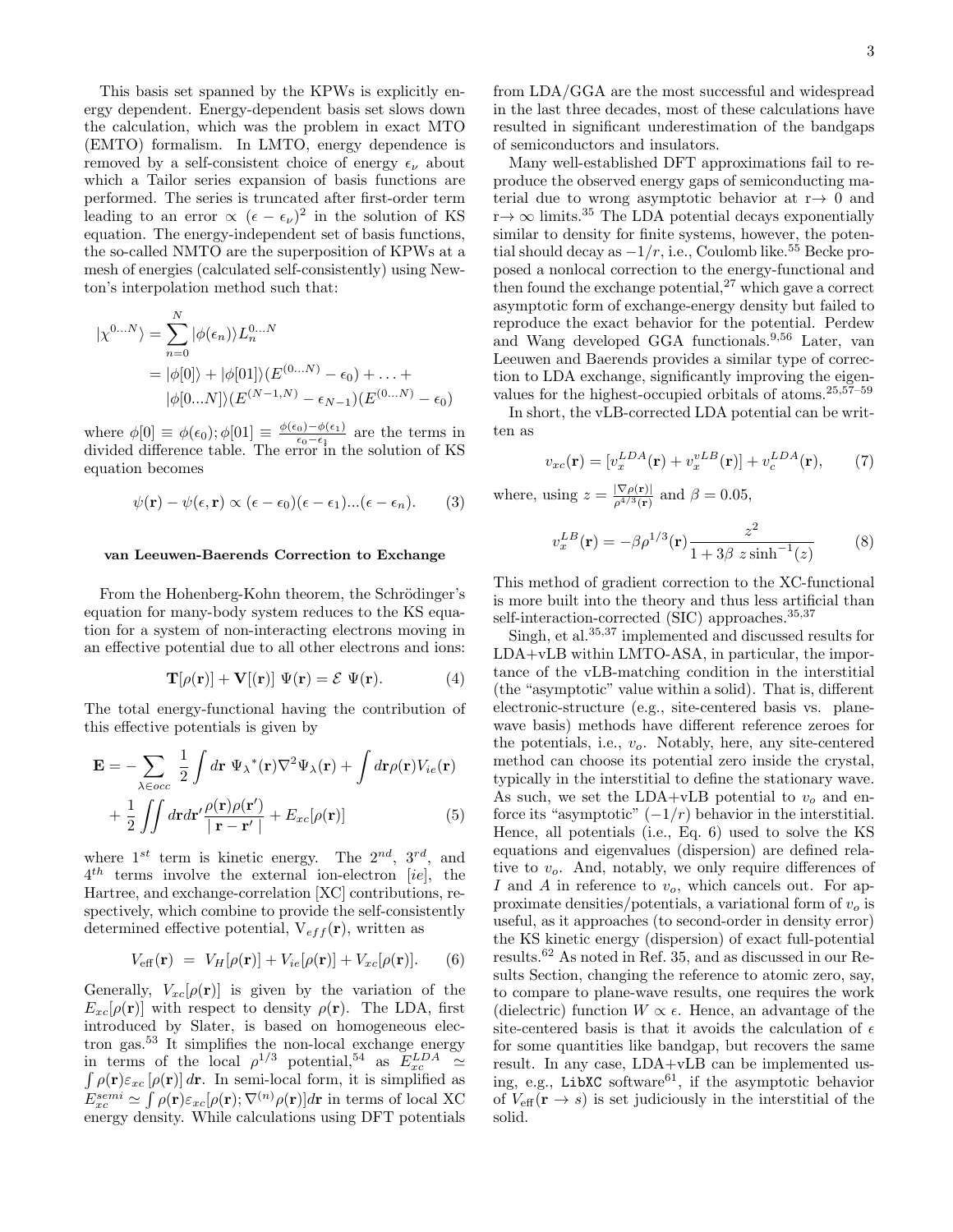This basis set spanned by the KPWs is explicitly energy dependent. Energy-dependent basis set slows down the calculation, which was the problem in exact MTO (EMTO) formalism. In LMTO, energy dependence is removed by a self-consistent choice of energy $\epsilon_\nu$ about which a Tailor series expansion of basis functions are performed. The series is truncated after first-order term leading to an error $\propto (\epsilon - \epsilon_\nu)^2$ in the solution of KS equation. The energy-independent set of basis functions, the so-called NMTO are the superposition of KPWs at a mesh of energies (calculated self-consistently) using Newton's interpolation method such that:

$$
\begin{aligned}
|\chi^{0...N}\rangle &= \sum_{n=0}^{N} |\phi(\epsilon_n)\rangle L_n^{0...N} \\
&= |\phi[0]\rangle + |\phi[01]\rangle(E^{(0...N)} - \epsilon_0) + \ldots + \\
&\quad |\phi[0...N]\rangle(E^{(N-1,N)} - \epsilon_{N-1})(E^{(0...N)} - \epsilon_0)
\end{aligned}
$$

where $\phi[0] \equiv \phi(\epsilon_0); \phi[01] \equiv \frac{\phi(\epsilon_0)-\phi(\epsilon_1)}{\epsilon_0-\epsilon_1}$ are the terms in divided difference table. The error in the solution of KS equation becomes

$$
\psi(\mathbf{r}) - \psi(\epsilon, \mathbf{r}) \propto (\epsilon - \epsilon_0)(\epsilon - \epsilon_1)...(\epsilon - \epsilon_n). \tag{3}
$$

### van Leeuwen-Baerends Correction to Exchange

From the Hohenberg-Kohn theorem, the Schrödinger's equation for many-body system reduces to the KS equation for a system of non-interacting electrons moving in an effective potential due to all other electrons and ions:

$$
\mathbf{T}[\rho(\mathbf{r})] + \mathbf{V}[(\mathbf{r})] \; \Psi(\mathbf{r}) = \mathcal{E} \; \Psi(\mathbf{r}). \tag{4}
$$

The total energy-functional having the contribution of this effective potentials is given by

$$
\begin{aligned}
\mathbf{E} = &- \sum_{\lambda \in occ} \frac{1}{2} \int d\mathbf{r} \; \Psi_\lambda{}^*(\mathbf{r}) \nabla^2 \Psi_\lambda(\mathbf{r}) + \int d\mathbf{r} \rho(\mathbf{r}) V_{ie}(\mathbf{r}) \\
&+ \frac{1}{2} \iint d\mathbf{r} d\mathbf{r}' \frac{\rho(\mathbf{r})\rho(\mathbf{r}')}{\mid \mathbf{r} - \mathbf{r}' \mid} + E_{xc}[\rho(\mathbf{r})]
\end{aligned} \tag{5}
$$

where $1^{st}$ term is kinetic energy. The $2^{nd}$, $3^{rd}$, and $4^{th}$ terms involve the external ion-electron [$ie$], the Hartree, and exchange-correlation [XC] contributions, respectively, which combine to provide the self-consistently determined effective potential, $V_{eff}(\mathbf{r})$, written as

$$
V_{\text{eff}}(\mathbf{r}) \; = \; V_H[\rho(\mathbf{r})] + V_{ie}[\rho(\mathbf{r})] + V_{xc}[\rho(\mathbf{r})]. \tag{6}
$$

Generally, $V_{xc}[\rho(\mathbf{r})]$ is given by the variation of the $E_{xc}[\rho(\mathbf{r})]$ with respect to density $\rho(\mathbf{r})$. The LDA, first introduced by Slater, is based on homogeneous electron gas.[53] It simplifies the non-local exchange energy in terms of the local $\rho^{1/3}$ potential,[54] as $E_{xc}^{LDA} \simeq \int \rho(\mathbf{r}) \varepsilon_{xc} [\rho(\mathbf{r})] \, d\mathbf{r}$. In semi-local form, it is simplified as $E_{xc}^{semi} \simeq \int \rho(\mathbf{r}) \varepsilon_{xc}[\rho(\mathbf{r}); \nabla^{(n)} \rho(\mathbf{r})] d\mathbf{r}$ in terms of local XC energy density. While calculations using DFT potentials from LDA/GGA are the most successful and widespread in the last three decades, most of these calculations have resulted in significant underestimation of the bandgaps of semiconductors and insulators.

Many well-established DFT approximations fail to reproduce the observed energy gaps of semiconducting material due to wrong asymptotic behavior at r→ 0 and r→ ∞ limits.[35] The LDA potential decays exponentially similar to density for finite systems, however, the potential should decay as $-1/r$, i.e., Coulomb like.[55] Becke proposed a nonlocal correction to the energy-functional and then found the exchange potential,[27] which gave a correct asymptotic form of exchange-energy density but failed to reproduce the exact behavior for the potential. Perdew and Wang developed GGA functionals.[9,56] Later, van Leeuwen and Baerends provides a similar type of correction to LDA exchange, significantly improving the eigenvalues for the highest-occupied orbitals of atoms.[25,57–59]

In short, the vLB-corrected LDA potential can be written as

$$
v_{xc}(\mathbf{r}) = [v_x^{LDA}(\mathbf{r}) + v_x^{vLB}(\mathbf{r})] + v_c^{LDA}(\mathbf{r}), \tag{7}
$$

where, using $z = \frac{|\nabla\rho(\mathbf{r})|}{\rho^{4/3}(\mathbf{r})}$ and $\beta = 0.05$,

$$
v_x^{LB}(\mathbf{r}) = -\beta \rho^{1/3}(\mathbf{r}) \frac{z^2}{1 + 3\beta \; z \sinh^{-1}(z)} \tag{8}
$$

This method of gradient correction to the XC-functional is more built into the theory and thus less artificial than self-interaction-corrected (SIC) approaches.[35,37]

Singh, et al.[35,37] implemented and discussed results for LDA+vLB within LMTO-ASA, in particular, the importance of the vLB-matching condition in the interstitial (the "asymptotic" value within a solid). That is, different electronic-structure (e.g., site-centered basis vs. planewave basis) methods have different reference zeroes for the potentials, i.e., $v_o$. Notably, here, any site-centered method can choose its potential zero inside the crystal, typically in the interstitial to define the stationary wave. As such, we set the LDA+vLB potential to $v_o$ and enforce its "asymptotic" ($-1/r$) behavior in the interstitial. Hence, all potentials (i.e., Eq. 6) used to solve the KS equations and eigenvalues (dispersion) are defined relative to $v_o$. And, notably, we only require differences of $I$ and $A$ in reference to $v_o$, which cancels out. For approximate densities/potentials, a variational form of $v_o$ is useful, as it approaches (to second-order in density error) the KS kinetic energy (dispersion) of exact full-potential results.[62] As noted in Ref. 35, and as discussed in our Results Section, changing the reference to atomic zero, say, to compare to plane-wave results, one requires the work (dielectric) function $W \propto \epsilon$. Hence, an advantage of the site-centered basis is that it avoids the calculation of $\epsilon$ for some quantities like bandgap, but recovers the same result. In any case, LDA+vLB can be implemented using, e.g., `LibXC` software[61], if the asymptotic behavior of $V_{\text{eff}}(\mathbf{r} \to s)$ is set judiciously in the interstitial of the solid.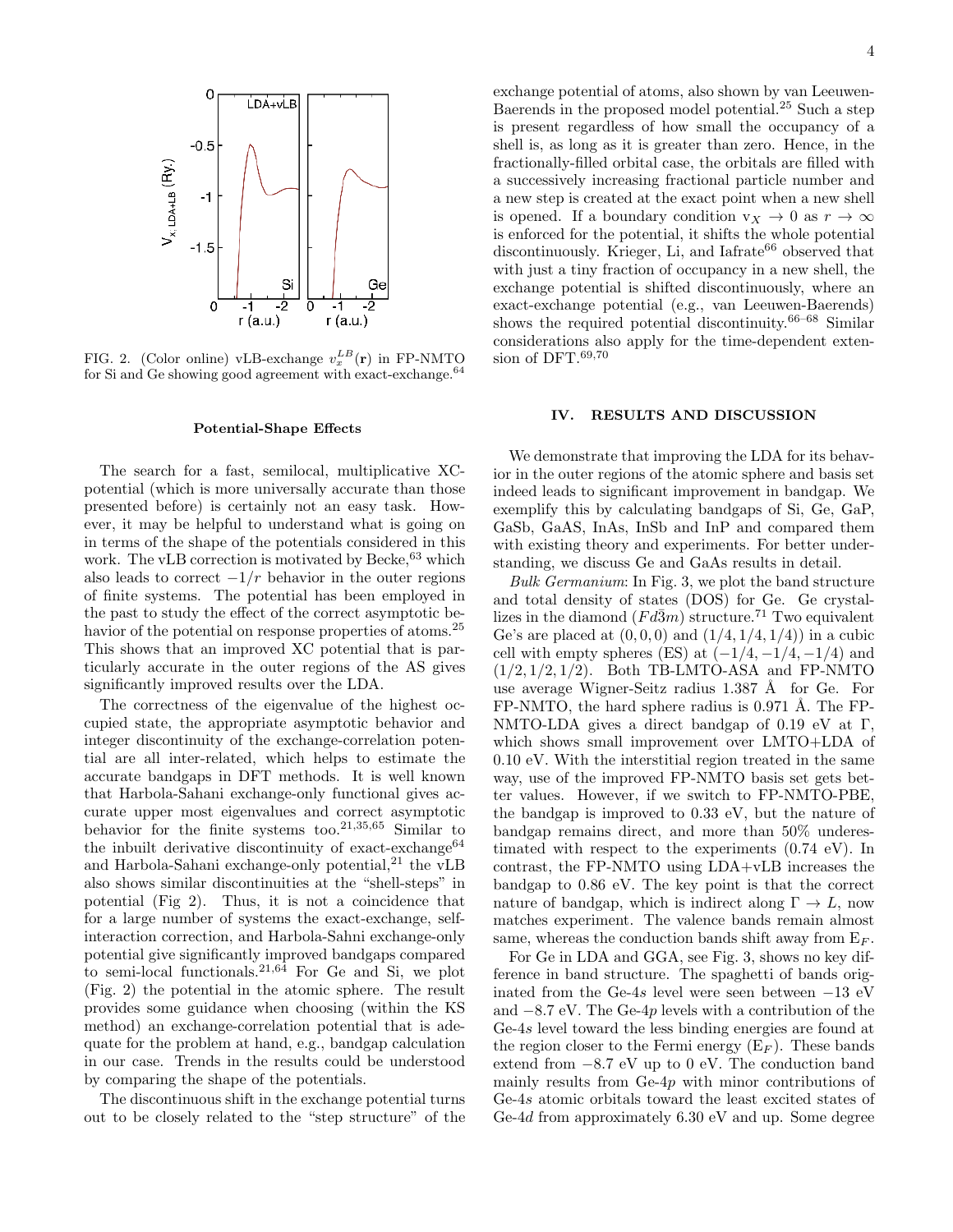FIG. 2. (Color online) vLB-exchange $v_x^{LB}(\mathbf{r})$ in FP-NMTO for Si and Ge showing good agreement with exact-exchange.[64]

### Potential-Shape Effects

The search for a fast, semilocal, multiplicative XC-potential (which is more universally accurate than those presented before) is certainly not an easy task. However, it may be helpful to understand what is going on in terms of the shape of the potentials considered in this work. The vLB correction is motivated by Becke,[63] which also leads to correct $-1/r$ behavior in the outer regions of finite systems. The potential has been employed in the past to study the effect of the correct asymptotic behavior of the potential on response properties of atoms.[25] This shows that an improved XC potential that is particularly accurate in the outer regions of the AS gives significantly improved results over the LDA.

The correctness of the eigenvalue of the highest occupied state, the appropriate asymptotic behavior and integer discontinuity of the exchange-correlation potential are all inter-related, which helps to estimate the accurate bandgaps in DFT methods. It is well known that Harbola-Sahani exchange-only functional gives accurate upper most eigenvalues and correct asymptotic behavior for the finite systems too.[21,35,65] Similar to the inbuilt derivative discontinuity of exact-exchange[64] and Harbola-Sahani exchange-only potential,[21] the vLB also shows similar discontinuities at the "shell-steps" in potential (Fig 2). Thus, it is not a coincidence that for a large number of systems the exact-exchange, self-interaction correction, and Harbola-Sahni exchange-only potential give significantly improved bandgaps compared to semi-local functionals.[21,64] For Ge and Si, we plot (Fig. 2) the potential in the atomic sphere. The result provides some guidance when choosing (within the KS method) an exchange-correlation potential that is adequate for the problem at hand, e.g., bandgap calculation in our case. Trends in the results could be understood by comparing the shape of the potentials.

The discontinuous shift in the exchange potential turns out to be closely related to the "step structure" of the exchange potential of atoms, also shown by van Leeuwen-Baerends in the proposed model potential.[25] Such a step is present regardless of how small the occupancy of a shell is, as long as it is greater than zero. Hence, in the fractionally-filled orbital case, the orbitals are filled with a successively increasing fractional particle number and a new step is created at the exact point when a new shell is opened. If a boundary condition $v_X \to 0$ as $r \to \infty$ is enforced for the potential, it shifts the whole potential discontinuously. Krieger, Li, and Iafrate[66] observed that with just a tiny fraction of occupancy in a new shell, the exchange potential is shifted discontinuously, where an exact-exchange potential (e.g., van Leeuwen-Baerends) shows the required potential discontinuity.[66–68] Similar considerations also apply for the time-dependent extension of DFT.[69,70]

## IV. RESULTS AND DISCUSSION

We demonstrate that improving the LDA for its behavior in the outer regions of the atomic sphere and basis set indeed leads to significant improvement in bandgap. We exemplify this by calculating bandgaps of Si, Ge, GaP, GaSb, GaAS, InAs, InSb and InP and compared them with existing theory and experiments. For better understanding, we discuss Ge and GaAs results in detail.

*Bulk Germanium*: In Fig. 3, we plot the band structure and total density of states (DOS) for Ge. Ge crystallizes in the diamond ($Fd\bar{3}m$) structure.[71] Two equivalent Ge's are placed at $(0, 0, 0)$ and $(1/4, 1/4, 1/4)$) in a cubic cell with empty spheres (ES) at $(-1/4, -1/4, -1/4)$ and $(1/2, 1/2, 1/2)$. Both TB-LMTO-ASA and FP-NMTO use average Wigner-Seitz radius 1.387 Å for Ge. For FP-NMTO, the hard sphere radius is 0.971 Å. The FP-NMTO-LDA gives a direct bandgap of 0.19 eV at Γ, which shows small improvement over LMTO+LDA of 0.10 eV. With the interstitial region treated in the same way, use of the improved FP-NMTO basis set gets better values. However, if we switch to FP-NMTO-PBE, the bandgap is improved to 0.33 eV, but the nature of bandgap remains direct, and more than 50% underestimated with respect to the experiments (0.74 eV). In contrast, the FP-NMTO using LDA+vLB increases the bandgap to 0.86 eV. The key point is that the correct nature of bandgap, which is indirect along $\Gamma \to L$, now matches experiment. The valence bands remain almost same, whereas the conduction bands shift away from $E_F$.

For Ge in LDA and GGA, see Fig. 3, shows no key difference in band structure. The spaghetti of bands originated from the Ge-4$s$ level were seen between $-13$ eV and $-8.7$ eV. The Ge-4$p$ levels with a contribution of the Ge-4$s$ level toward the less binding energies are found at the region closer to the Fermi energy ($E_F$). These bands extend from $-8.7$ eV up to 0 eV. The conduction band mainly results from Ge-4$p$ with minor contributions of Ge-4$s$ atomic orbitals toward the least excited states of Ge-4$d$ from approximately 6.30 eV and up. Some degree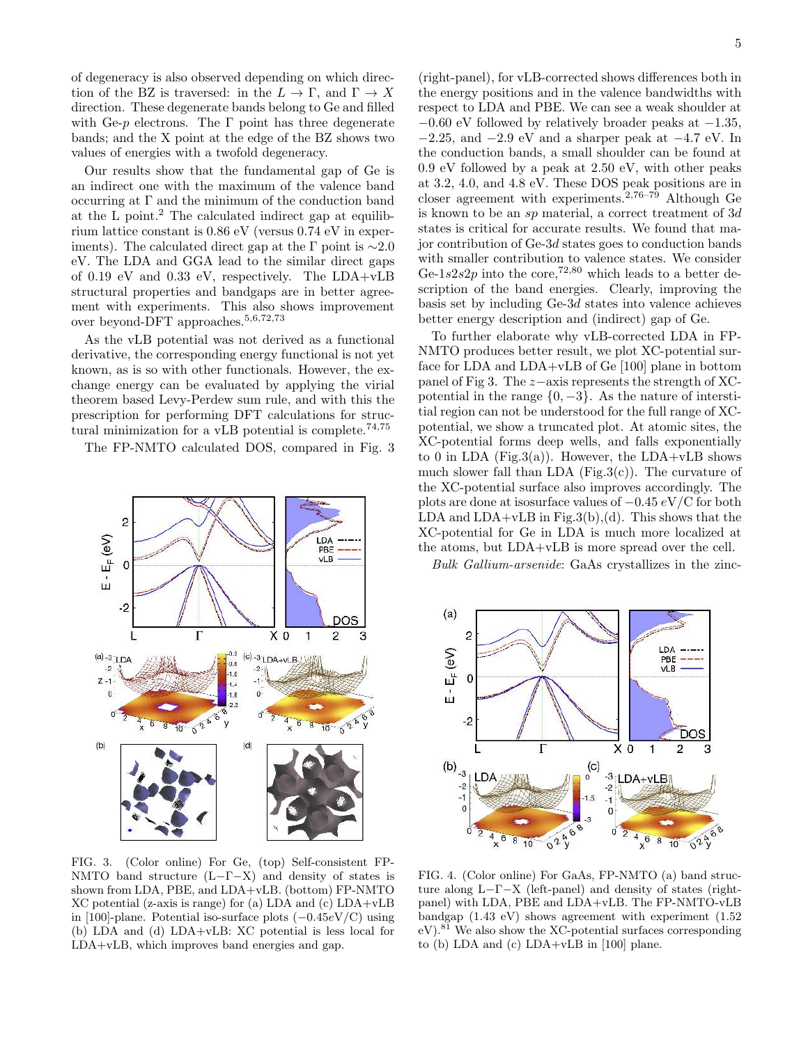of degeneracy is also observed depending on which direction of the BZ is traversed: in the $L \to \Gamma$, and $\Gamma \to X$ direction. These degenerate bands belong to Ge and filled with Ge-$p$ electrons. The $\Gamma$ point has three degenerate bands; and the X point at the edge of the BZ shows two values of energies with a twofold degeneracy.

Our results show that the fundamental gap of Ge is an indirect one with the maximum of the valence band occurring at $\Gamma$ and the minimum of the conduction band at the L point.[2] The calculated indirect gap at equilibrium lattice constant is 0.86 eV (versus 0.74 eV in experiments). The calculated direct gap at the $\Gamma$ point is $\sim$2.0 eV. The LDA and GGA lead to the similar direct gaps of 0.19 eV and 0.33 eV, respectively. The LDA+vLB structural properties and bandgaps are in better agreement with experiments. This also shows improvement over beyond-DFT approaches.[5,6,72,73]

As the vLB potential was not derived as a functional derivative, the corresponding energy functional is not yet known, as is so with other functionals. However, the exchange energy can be evaluated by applying the virial theorem based Levy-Perdew sum rule, and with this the prescription for performing DFT calculations for structural minimization for a vLB potential is complete.[74,75]

The FP-NMTO calculated DOS, compared in Fig. 3 (right-panel), for vLB-corrected shows differences both in the energy positions and in the valence bandwidths with respect to LDA and PBE. We can see a weak shoulder at $-0.60$ eV followed by relatively broader peaks at $-1.35$, $-2.25$, and $-2.9$ eV and a sharper peak at $-4.7$ eV. In the conduction bands, a small shoulder can be found at 0.9 eV followed by a peak at 2.50 eV, with other peaks at 3.2, 4.0, and 4.8 eV. These DOS peak positions are in closer agreement with experiments.[2,76–79] Although Ge is known to be an $sp$ material, a correct treatment of $3d$ states is critical for accurate results. We found that major contribution of Ge-$3d$ states goes to conduction bands with smaller contribution to valence states. We consider Ge-$1s2s2p$ into the core,[72,80] which leads to a better description of the band energies. Clearly, improving the basis set by including Ge-$3d$ states into valence achieves better energy description and (indirect) gap of Ge.

To further elaborate why vLB-corrected LDA in FP-NMTO produces better result, we plot XC-potential surface for LDA and LDA+vLB of Ge [100] plane in bottom panel of Fig 3. The $z-$axis represents the strength of XC-potential in the range $\{0, -3\}$. As the nature of interstitial region can not be understood for the full range of XC-potential, we show a truncated plot. At atomic sites, the XC-potential forms deep wells, and falls exponentially to 0 in LDA (Fig.3(a)). However, the LDA+vLB shows much slower fall than LDA (Fig.3(c)). The curvature of the XC-potential surface also improves accordingly. The plots are done at isosurface values of $-0.45$ $eV$/C for both LDA and LDA+vLB in Fig.3(b),(d). This shows that the XC-potential for Ge in LDA is much more localized at the atoms, but LDA+vLB is more spread over the cell.

FIG. 3. (Color online) For Ge, (top) Self-consistent FP-NMTO band structure (L−Γ−X) and density of states is shown from LDA, PBE, and LDA+vLB. (bottom) FP-NMTO XC potential (z-axis is range) for (a) LDA and (c) LDA+vLB in [100]-plane. Potential iso-surface plots ($-0.45eV$/C) using (b) LDA and (d) LDA+vLB: XC potential is less local for LDA+vLB, which improves band energies and gap.

*Bulk Gallium-arsenide*: GaAs crystallizes in the zinc-

FIG. 4. (Color online) For GaAs, FP-NMTO (a) band structure along L−Γ−X (left-panel) and density of states (right-panel) with LDA, PBE and LDA+vLB. The FP-NMTO-vLB bandgap (1.43 eV) shows agreement with experiment (1.52 eV).[81] We also show the XC-potential surfaces corresponding to (b) LDA and (c) LDA+vLB in [100] plane.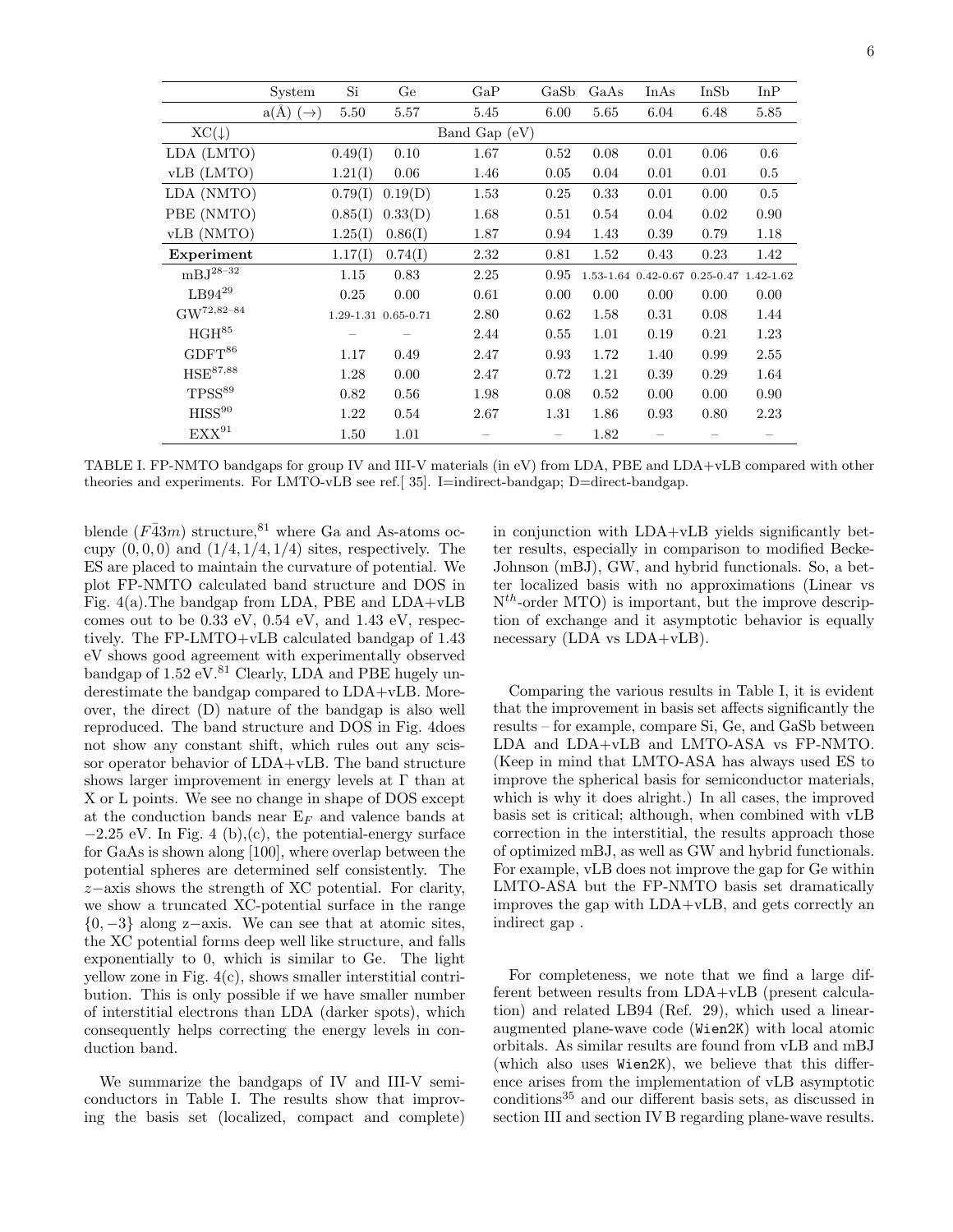| System | Si | Ge | GaP | GaSb | GaAs | InAs | InSb | InP |
|---|---|---|---|---|---|---|---|---|
| a(Å) (→) | 5.50 | 5.57 | 5.45 | 6.00 | 5.65 | 6.04 | 6.48 | 5.85 |
| XC(↓) | | | Band Gap (eV) | | | | | |
| LDA (LMTO) | 0.49(I) | 0.10 | 1.67 | 0.52 | 0.08 | 0.01 | 0.06 | 0.6 |
| vLB (LMTO) | 1.21(I) | 0.06 | 1.46 | 0.05 | 0.04 | 0.01 | 0.01 | 0.5 |
| LDA (NMTO) | 0.79(I) | 0.19(D) | 1.53 | 0.25 | 0.33 | 0.01 | 0.00 | 0.5 |
| PBE (NMTO) | 0.85(I) | 0.33(D) | 1.68 | 0.51 | 0.54 | 0.04 | 0.02 | 0.90 |
| vLB (NMTO) | 1.25(I) | 0.86(I) | 1.87 | 0.94 | 1.43 | 0.39 | 0.79 | 1.18 |
| **Experiment** | 1.17(I) | 0.74(I) | 2.32 | 0.81 | 1.52 | 0.43 | 0.23 | 1.42 |
| mBJ[28–32] | 1.15 | 0.83 | 2.25 | 0.95 | 1.53-1.64 | 0.42-0.67 | 0.25-0.47 | 1.42-1.62 |
| LB94[29] | 0.25 | 0.00 | 0.61 | 0.00 | 0.00 | 0.00 | 0.00 | 0.00 |
| GW[72,82–84] | 1.29-1.31 | 0.65-0.71 | 2.80 | 0.62 | 1.58 | 0.31 | 0.08 | 1.44 |
| HGH[85] | – | – | 2.44 | 0.55 | 1.01 | 0.19 | 0.21 | 1.23 |
| GDFT[86] | 1.17 | 0.49 | 2.47 | 0.93 | 1.72 | 1.40 | 0.99 | 2.55 |
| HSE[87,88] | 1.28 | 0.00 | 2.47 | 0.72 | 1.21 | 0.39 | 0.29 | 1.64 |
| TPSS[89] | 0.82 | 0.56 | 1.98 | 0.08 | 0.52 | 0.00 | 0.00 | 0.90 |
| HISS[90] | 1.22 | 0.54 | 2.67 | 1.31 | 1.86 | 0.93 | 0.80 | 2.23 |
| EXX[91] | 1.50 | 1.01 | – | – | 1.82 | – | – | – |

TABLE I. FP-NMTO bandgaps for group IV and III-V materials (in eV) from LDA, PBE and LDA+vLB compared with other theories and experiments. For LMTO-vLB see ref.[ 35]. I=indirect-bandgap; D=direct-bandgap.

blende ($F\bar{4}3m$) structure,[81] where Ga and As-atoms occupy $(0,0,0)$ and $(1/4,1/4,1/4)$ sites, respectively. The ES are placed to maintain the curvature of potential. We plot FP-NMTO calculated band structure and DOS in Fig. 4(a).The bandgap from LDA, PBE and LDA+vLB comes out to be 0.33 eV, 0.54 eV, and 1.43 eV, respectively. The FP-LMTO+vLB calculated bandgap of 1.43 eV shows good agreement with experimentally observed bandgap of 1.52 eV.[81] Clearly, LDA and PBE hugely underestimate the bandgap compared to LDA+vLB. Moreover, the direct (D) nature of the bandgap is also well reproduced. The band structure and DOS in Fig. 4does not show any constant shift, which rules out any scissor operator behavior of LDA+vLB. The band structure shows larger improvement in energy levels at Γ than at X or L points. We see no change in shape of DOS except at the conduction bands near $E_F$ and valence bands at $-2.25$ eV. In Fig. 4 (b),(c), the potential-energy surface for GaAs is shown along [100], where overlap between the potential spheres are determined self consistently. The $z-$axis shows the strength of XC potential. For clarity, we show a truncated XC-potential surface in the range $\{0,-3\}$ along z−axis. We can see that at atomic sites, the XC potential forms deep well like structure, and falls exponentially to 0, which is similar to Ge. The light yellow zone in Fig. 4(c), shows smaller interstitial contribution. This is only possible if we have smaller number of interstitial electrons than LDA (darker spots), which consequently helps correcting the energy levels in conduction band.

We summarize the bandgaps of IV and III-V semiconductors in Table I. The results show that improving the basis set (localized, compact and complete) in conjunction with LDA+vLB yields significantly better results, especially in comparison to modified Becke-Johnson (mBJ), GW, and hybrid functionals. So, a better localized basis with no approximations (Linear vs $N^{th}$-order MTO) is important, but the improve description of exchange and it asymptotic behavior is equally necessary (LDA vs LDA+vLB).

Comparing the various results in Table I, it is evident that the improvement in basis set affects significantly the results – for example, compare Si, Ge, and GaSb between LDA and LDA+vLB and LMTO-ASA vs FP-NMTO. (Keep in mind that LMTO-ASA has always used ES to improve the spherical basis for semiconductor materials, which is why it does alright.) In all cases, the improved basis set is critical; although, when combined with vLB correction in the interstitial, the results approach those of optimized mBJ, as well as GW and hybrid functionals. For example, vLB does not improve the gap for Ge within LMTO-ASA but the FP-NMTO basis set dramatically improves the gap with LDA+vLB, and gets correctly an indirect gap .

For completeness, we note that we find a large different between results from LDA+vLB (present calculation) and related LB94 (Ref. 29), which used a linear-augmented plane-wave code (`Wien2K`) with local atomic orbitals. As similar results are found from vLB and mBJ (which also uses `Wien2K`), we believe that this difference arises from the implementation of vLB asymptotic conditions[35] and our different basis sets, as discussed in section III and section IV B regarding plane-wave results.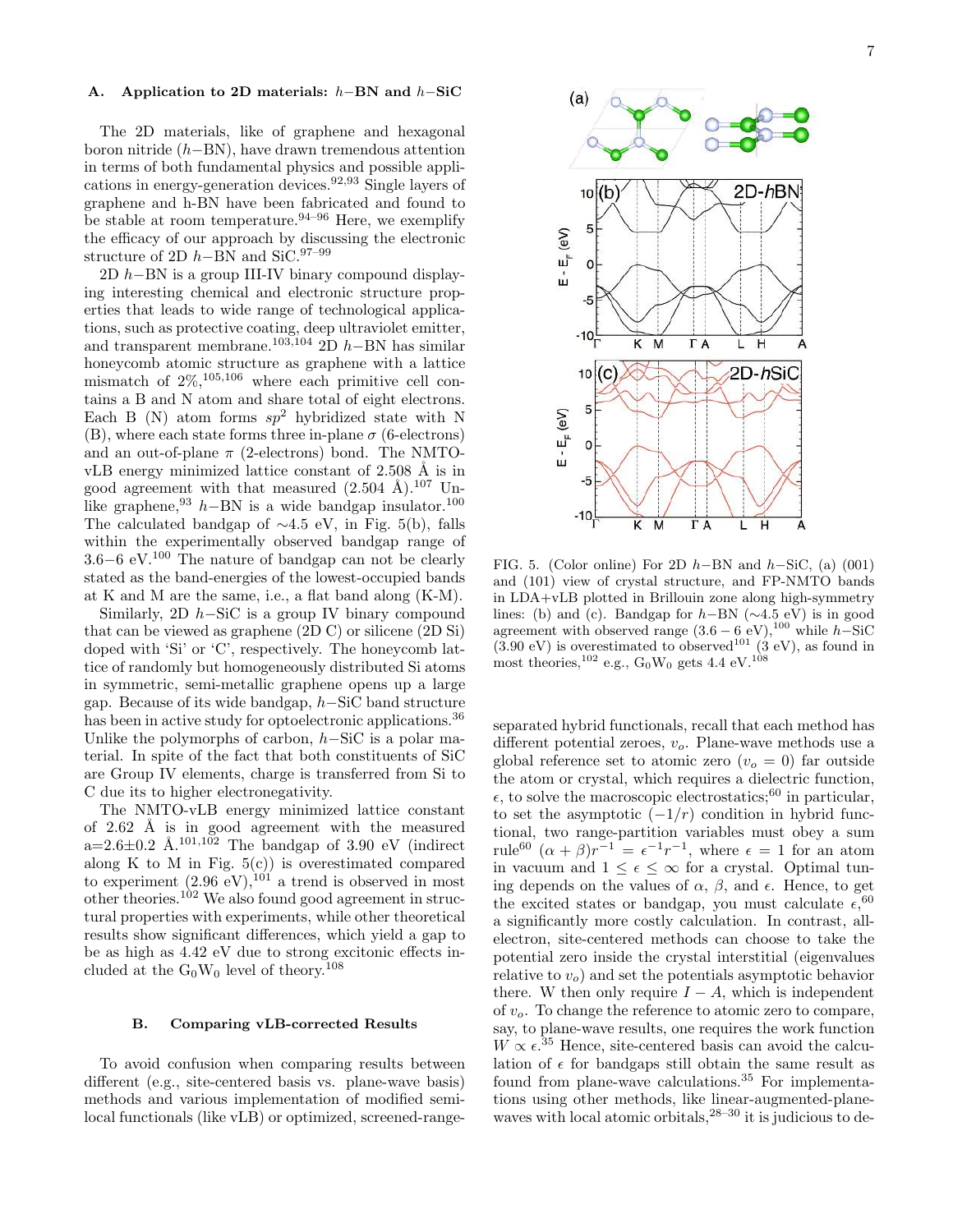### A. Application to 2D materials: $h$–BN and $h$–SiC

The 2D materials, like of graphene and hexagonal boron nitride ($h$–BN), have drawn tremendous attention in terms of both fundamental physics and possible applications in energy-generation devices.[92,93] Single layers of graphene and h-BN have been fabricated and found to be stable at room temperature.[94–96] Here, we exemplify the efficacy of our approach by discussing the electronic structure of 2D $h$–BN and SiC.[97–99]

2D $h$–BN is a group III-IV binary compound displaying interesting chemical and electronic structure properties that leads to wide range of technological applications, such as protective coating, deep ultraviolet emitter, and transparent membrane.[103,104] 2D $h$–BN has similar honeycomb atomic structure as graphene with a lattice mismatch of 2%,[105,106] where each primitive cell contains a B and N atom and share total of eight electrons. Each B (N) atom forms $sp^2$ hybridized state with N (B), where each state forms three in-plane $\sigma$ (6-electrons) and an out-of-plane $\pi$ (2-electrons) bond. The NMTO-vLB energy minimized lattice constant of 2.508 Å is in good agreement with that measured (2.504 Å).[107] Unlike graphene,[93] $h$–BN is a wide bandgap insulator.[100] The calculated bandgap of ∼4.5 eV, in Fig. 5(b), falls within the experimentally observed bandgap range of 3.6−6 eV.[100] The nature of bandgap can not be clearly stated as the band-energies of the lowest-occupied bands at K and M are the same, i.e., a flat band along (K-M).

Similarly, 2D $h$–SiC is a group IV binary compound that can be viewed as graphene (2D C) or silicene (2D Si) doped with 'Si' or 'C', respectively. The honeycomb lattice of randomly but homogeneously distributed Si atoms in symmetric, semi-metallic graphene opens up a large gap. Because of its wide bandgap, $h$–SiC band structure has been in active study for optoelectronic applications.[36] Unlike the polymorphs of carbon, $h$–SiC is a polar material. In spite of the fact that both constituents of SiC are Group IV elements, charge is transferred from Si to C due its to higher electronegativity.

The NMTO-vLB energy minimized lattice constant of 2.62 Å is in good agreement with the measured a=2.6±0.2 Å.[101,102] The bandgap of 3.90 eV (indirect along K to M in Fig. 5(c)) is overestimated compared to experiment (2.96 eV),[101] a trend is observed in most other theories.[102] We also found good agreement in structural properties with experiments, while other theoretical results show significant differences, which yield a gap to be as high as 4.42 eV due to strong excitonic effects included at the $G_0W_0$ level of theory.[108]

FIG. 5. (Color online) For 2D $h$–BN and $h$–SiC, (a) (001) and (101) view of crystal structure, and FP-NMTO bands in LDA+vLB plotted in Brillouin zone along high-symmetry lines: (b) and (c). Bandgap for $h$–BN (∼4.5 eV) is in good agreement with observed range (3.6 − 6 eV),[100] while $h$–SiC (3.90 eV) is overestimated to observed[101] (3 eV), as found in most theories,[102] e.g., $G_0W_0$ gets 4.4 eV.[108]

### B. Comparing vLB-corrected Results

To avoid confusion when comparing results between different (e.g., site-centered basis vs. plane-wave basis) methods and various implementation of modified semi-local functionals (like vLB) or optimized, screened-range-separated hybrid functionals, recall that each method has different potential zeroes, $v_o$. Plane-wave methods use a global reference set to atomic zero ($v_o = 0$) far outside the atom or crystal, which requires a dielectric function, $\epsilon$, to solve the macroscopic electrostatics;[60] in particular, to set the asymptotic ($-1/r$) condition in hybrid functional, two range-partition variables must obey a sum rule[60] $(\alpha + \beta)r^{-1} = \epsilon^{-1}r^{-1}$, where $\epsilon = 1$ for an atom in vacuum and $1 \leq \epsilon \leq \infty$ for a crystal. Optimal tuning depends on the values of $\alpha$, $\beta$, and $\epsilon$. Hence, to get the excited states or bandgap, you must calculate $\epsilon$,[60] a significantly more costly calculation. In contrast, all-electron, site-centered methods can choose to take the potential zero inside the crystal interstitial (eigenvalues relative to $v_o$) and set the potentials asymptotic behavior there. W then only require $I - A$, which is independent of $v_o$. To change the reference to atomic zero to compare, say, to plane-wave results, one requires the work function $W \propto \epsilon$.[35] Hence, site-centered basis can avoid the calculation of $\epsilon$ for bandgaps still obtain the same result as found from plane-wave calculations.[35] For implementations using other methods, like linear-augmented-plane-waves with local atomic orbitals,[28–30] it is judicious to de-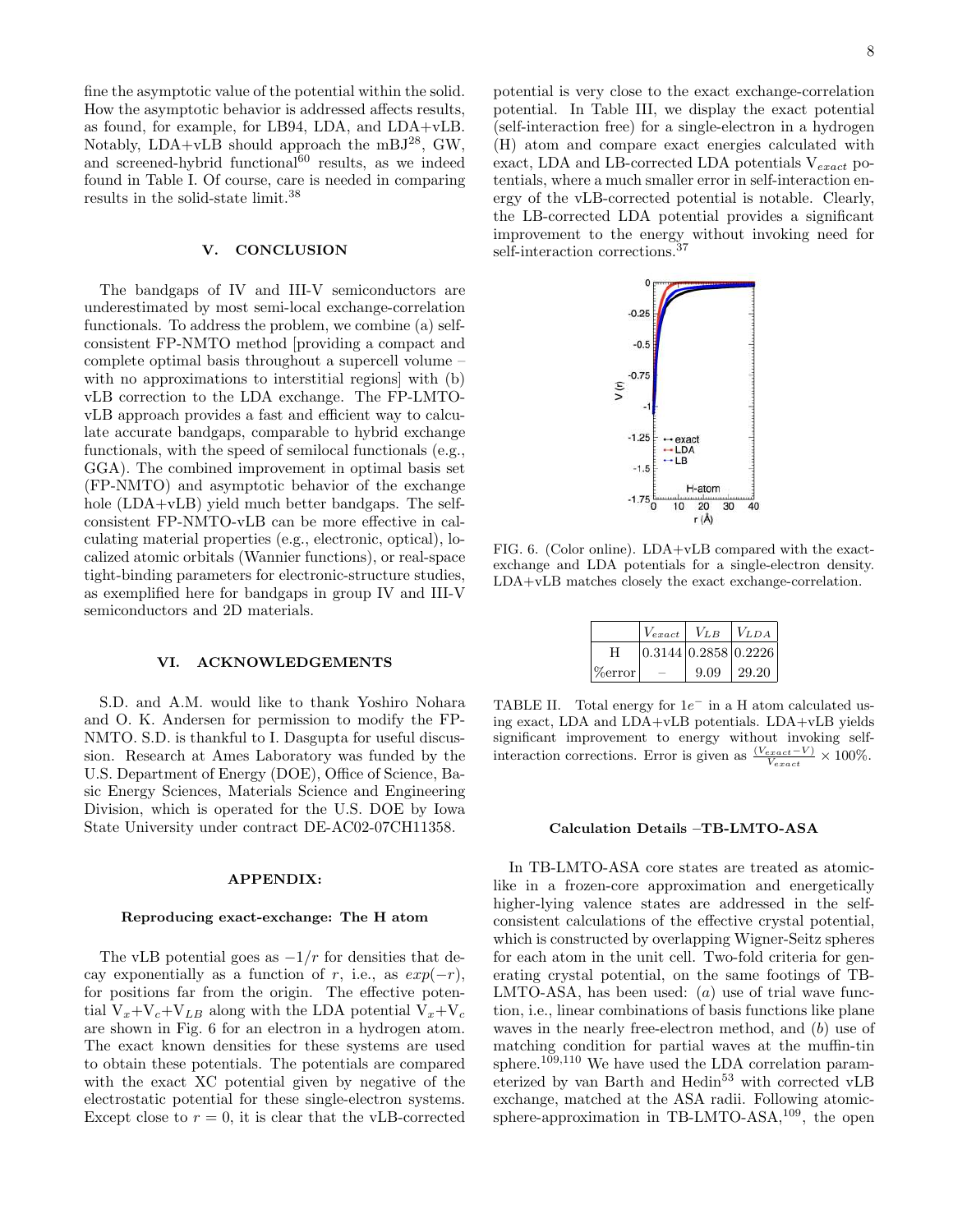fine the asymptotic value of the potential within the solid. How the asymptotic behavior is addressed affects results, as found, for example, for LB94, LDA, and LDA+vLB. Notably, LDA+vLB should approach the mBJ[28], GW, and screened-hybrid functional[60] results, as we indeed found in Table I. Of course, care is needed in comparing results in the solid-state limit.[38]

## V. CONCLUSION

The bandgaps of IV and III-V semiconductors are underestimated by most semi-local exchange-correlation functionals. To address the problem, we combine (a) self-consistent FP-NMTO method [providing a compact and complete optimal basis throughout a supercell volume – with no approximations to interstitial regions] with (b) vLB correction to the LDA exchange. The FP-LMTO-vLB approach provides a fast and efficient way to calculate accurate bandgaps, comparable to hybrid exchange functionals, with the speed of semilocal functionals (e.g., GGA). The combined improvement in optimal basis set (FP-NMTO) and asymptotic behavior of the exchange hole (LDA+vLB) yield much better bandgaps. The self-consistent FP-NMTO-vLB can be more effective in calculating material properties (e.g., electronic, optical), localized atomic orbitals (Wannier functions), or real-space tight-binding parameters for electronic-structure studies, as exemplified here for bandgaps in group IV and III-V semiconductors and 2D materials.

## VI. ACKNOWLEDGEMENTS

S.D. and A.M. would like to thank Yoshiro Nohara and O. K. Andersen for permission to modify the FP-NMTO. S.D. is thankful to I. Dasgupta for useful discussion. Research at Ames Laboratory was funded by the U.S. Department of Energy (DOE), Office of Science, Basic Energy Sciences, Materials Science and Engineering Division, which is operated for the U.S. DOE by Iowa State University under contract DE-AC02-07CH11358.

## APPENDIX:

### Reproducing exact-exchange: The H atom

The vLB potential goes as $-1/r$ for densities that decay exponentially as a function of $r$, i.e., as $exp(-r)$, for positions far from the origin. The effective potential $V_x$+$V_c$+$V_{LB}$ along with the LDA potential $V_x$+$V_c$ are shown in Fig. 6 for an electron in a hydrogen atom. The exact known densities for these systems are used to obtain these potentials. The potentials are compared with the exact XC potential given by negative of the electrostatic potential for these single-electron systems. Except close to $r = 0$, it is clear that the vLB-corrected potential is very close to the exact exchange-correlation potential. In Table III, we display the exact potential (self-interaction free) for a single-electron in a hydrogen (H) atom and compare exact energies calculated with exact, LDA and LB-corrected LDA potentials $V_{exact}$ potentials, where a much smaller error in self-interaction energy of the vLB-corrected potential is notable. Clearly, the LB-corrected LDA potential provides a significant improvement to the energy without invoking need for self-interaction corrections.[37]

FIG. 6. (Color online). LDA+vLB compared with the exact-exchange and LDA potentials for a single-electron density. LDA+vLB matches closely the exact exchange-correlation.

| | $V_{exact}$ | $V_{LB}$ | $V_{LDA}$ |
|---|---|---|---|
| H | 0.3144 | 0.2858 | 0.2226 |
| %error | – | 9.09 | 29.20 |

TABLE II. Total energy for $1e^-$ in a H atom calculated using exact, LDA and LDA+vLB potentials. LDA+vLB yields significant improvement to energy without invoking self-interaction corrections. Error is given as $\frac{(V_{exact}-V)}{V_{exact}} \times 100\%$.

### Calculation Details –TB-LMTO-ASA

In TB-LMTO-ASA core states are treated as atomic-like in a frozen-core approximation and energetically higher-lying valence states are addressed in the self-consistent calculations of the effective crystal potential, which is constructed by overlapping Wigner-Seitz spheres for each atom in the unit cell. Two-fold criteria for generating crystal potential, on the same footings of TB-LMTO-ASA, has been used: ($a$) use of trial wave function, i.e., linear combinations of basis functions like plane waves in the nearly free-electron method, and ($b$) use of matching condition for partial waves at the muffin-tin sphere.[109,110] We have used the LDA correlation parameterized by van Barth and Hedin[53] with corrected vLB exchange, matched at the ASA radii. Following atomic-sphere-approximation in TB-LMTO-ASA,[109], the open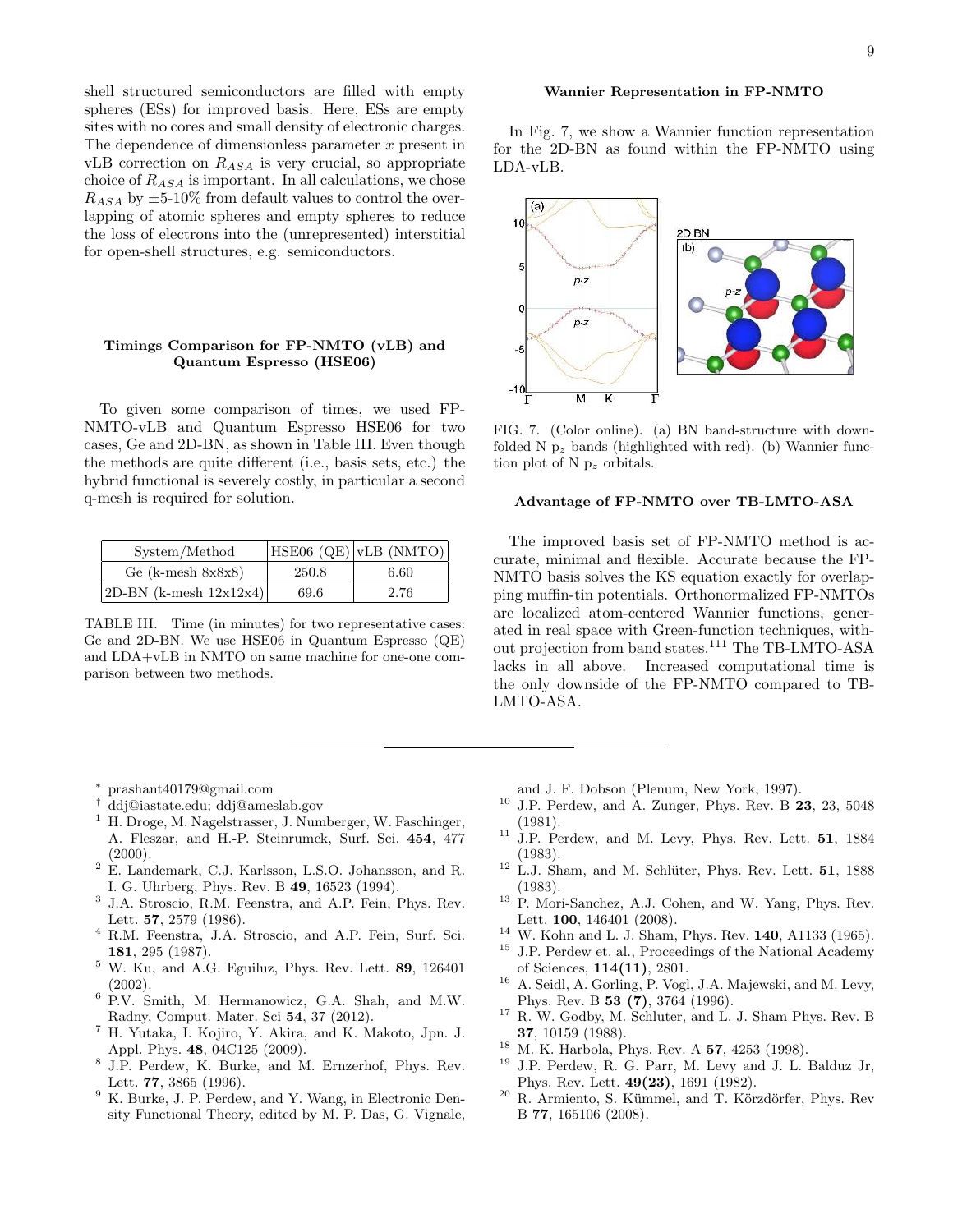shell structured semiconductors are filled with empty spheres (ESs) for improved basis. Here, ESs are empty sites with no cores and small density of electronic charges. The dependence of dimensionless parameter $x$ present in vLB correction on $R_{ASA}$ is very crucial, so appropriate choice of $R_{ASA}$ is important. In all calculations, we chose $R_{ASA}$ by ±5-10% from default values to control the overlapping of atomic spheres and empty spheres to reduce the loss of electrons into the (unrepresented) interstitial for open-shell structures, e.g. semiconductors.

### Timings Comparison for FP-NMTO (vLB) and Quantum Espresso (HSE06)

To given some comparison of times, we used FP-NMTO-vLB and Quantum Espresso HSE06 for two cases, Ge and 2D-BN, as shown in Table III. Even though the methods are quite different (i.e., basis sets, etc.) the hybrid functional is severely costly, in particular a second q-mesh is required for solution.

| System/Method | HSE06 (QE) | vLB (NMTO) |
|---|---|---|
| Ge (k-mesh 8x8x8) | 250.8 | 6.60 |
| 2D-BN (k-mesh 12x12x4) | 69.6 | 2.76 |

TABLE III. Time (in minutes) for two representative cases: Ge and 2D-BN. We use HSE06 in Quantum Espresso (QE) and LDA+vLB in NMTO on same machine for one-one comparison between two methods.

### Wannier Representation in FP-NMTO

In Fig. 7, we show a Wannier function representation for the 2D-BN as found within the FP-NMTO using LDA-vLB.

FIG. 7. (Color online). (a) BN band-structure with downfolded N $p_z$ bands (highlighted with red). (b) Wannier function plot of N $p_z$ orbitals.

### Advantage of FP-NMTO over TB-LMTO-ASA

The improved basis set of FP-NMTO method is accurate, minimal and flexible. Accurate because the FP-NMTO basis solves the KS equation exactly for overlapping muffin-tin potentials. Orthonormalized FP-NMTOs are localized atom-centered Wannier functions, generated in real space with Green-function techniques, without projection from band states.[111] The TB-LMTO-ASA lacks in all above. Increased computational time is the only downside of the FP-NMTO compared to TB-LMTO-ASA.

---

[*] prashant40179@gmail.com

[†] ddj@iastate.edu; ddj@ameslab.gov

[1] H. Droge, M. Nagelstrasser, J. Numberger, W. Faschinger, A. Fleszar, and H.-P. Steinrumck, Surf. Sci. **454**, 477 (2000).

[2] E. Landemark, C.J. Karlsson, L.S.O. Johansson, and R. I. G. Uhrberg, Phys. Rev. B **49**, 16523 (1994).

[3] J.A. Stroscio, R.M. Feenstra, and A.P. Fein, Phys. Rev. Lett. **57**, 2579 (1986).

[4] R.M. Feenstra, J.A. Stroscio, and A.P. Fein, Surf. Sci. **181**, 295 (1987).

[5] W. Ku, and A.G. Eguiluz, Phys. Rev. Lett. **89**, 126401 (2002).

[6] P.V. Smith, M. Hermanowicz, G.A. Shah, and M.W. Radny, Comput. Mater. Sci **54**, 37 (2012).

[7] H. Yutaka, I. Kojiro, Y. Akira, and K. Makoto, Jpn. J. Appl. Phys. **48**, 04C125 (2009).

[8] J.P. Perdew, K. Burke, and M. Ernzerhof, Phys. Rev. Lett. **77**, 3865 (1996).

[9] K. Burke, J. P. Perdew, and Y. Wang, in Electronic Density Functional Theory, edited by M. P. Das, G. Vignale, and J. F. Dobson (Plenum, New York, 1997).

[10] J.P. Perdew, and A. Zunger, Phys. Rev. B **23**, 23, 5048 (1981).

[11] J.P. Perdew, and M. Levy, Phys. Rev. Lett. **51**, 1884 (1983).

[12] L.J. Sham, and M. Schlüter, Phys. Rev. Lett. **51**, 1888 (1983).

[13] P. Mori-Sanchez, A.J. Cohen, and W. Yang, Phys. Rev. Lett. **100**, 146401 (2008).

[14] W. Kohn and L. J. Sham, Phys. Rev. **140**, A1133 (1965).

[15] J.P. Perdew et. al., Proceedings of the National Academy of Sciences, **114(11)**, 2801.

[16] A. Seidl, A. Gorling, P. Vogl, J.A. Majewski, and M. Levy, Phys. Rev. B **53 (7)**, 3764 (1996).

[17] R. W. Godby, M. Schluter, and L. J. Sham Phys. Rev. B **37**, 10159 (1988).

[18] M. K. Harbola, Phys. Rev. A **57**, 4253 (1998).

[19] J.P. Perdew, R. G. Parr, M. Levy and J. L. Balduz Jr, Phys. Rev. Lett. **49(23)**, 1691 (1982).

[20] R. Armiento, S. Kümmel, and T. Körzdörfer, Phys Rev B **77**, 165106 (2008).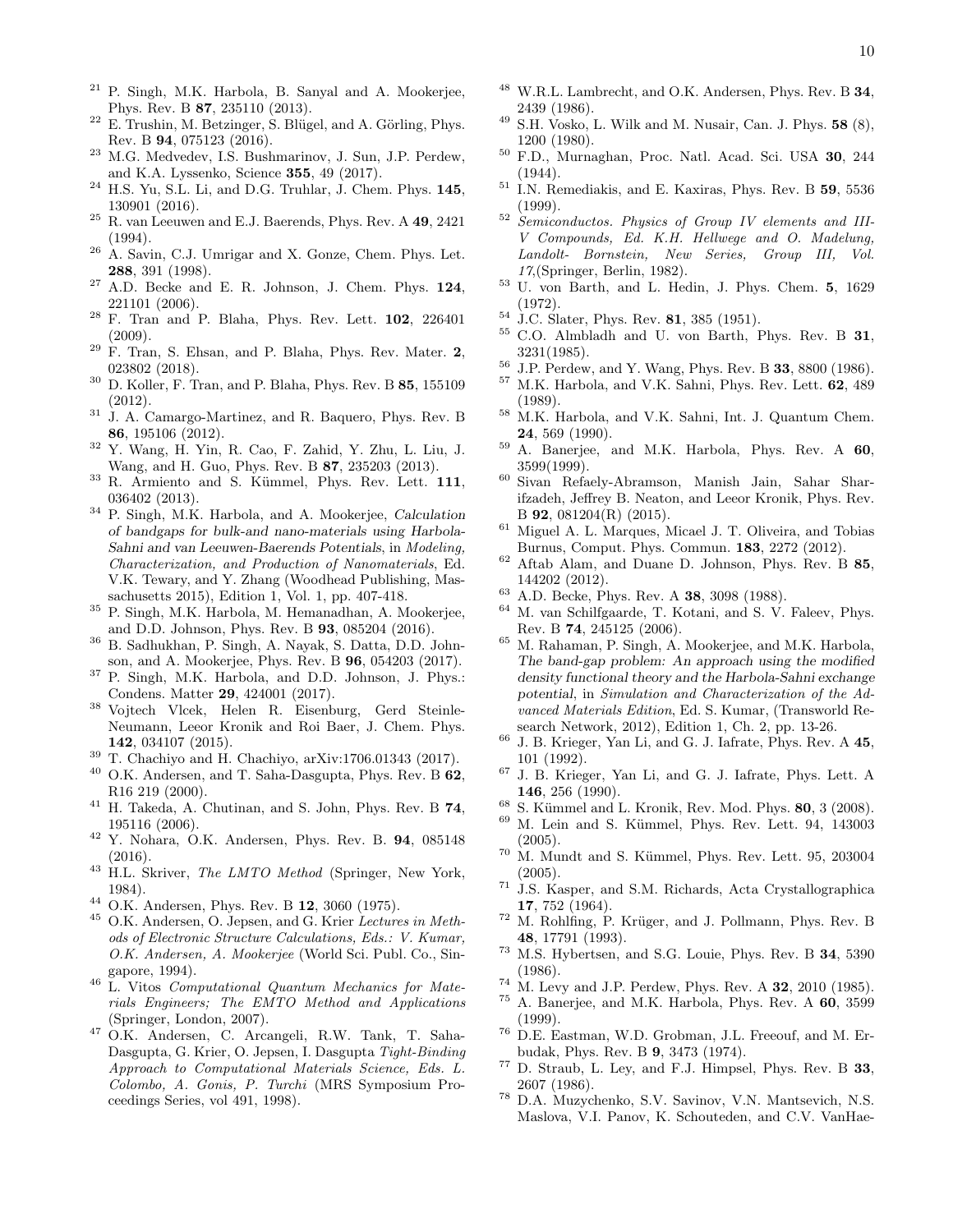[21] P. Singh, M.K. Harbola, B. Sanyal and A. Mookerjee, Phys. Rev. B **87**, 235110 (2013).

[22] E. Trushin, M. Betzinger, S. Blügel, and A. Görling, Phys. Rev. B **94**, 075123 (2016).

[23] M.G. Medvedev, I.S. Bushmarinov, J. Sun, J.P. Perdew, and K.A. Lyssenko, Science **355**, 49 (2017).

[24] H.S. Yu, S.L. Li, and D.G. Truhlar, J. Chem. Phys. **145**, 130901 (2016).

[25] R. van Leeuwen and E.J. Baerends, Phys. Rev. A **49**, 2421 (1994).

[26] A. Savin, C.J. Umrigar and X. Gonze, Chem. Phys. Let. **288**, 391 (1998).

[27] A.D. Becke and E. R. Johnson, J. Chem. Phys. **124**, 221101 (2006).

[28] F. Tran and P. Blaha, Phys. Rev. Lett. **102**, 226401 (2009).

[29] F. Tran, S. Ehsan, and P. Blaha, Phys. Rev. Mater. **2**, 023802 (2018).

[30] D. Koller, F. Tran, and P. Blaha, Phys. Rev. B **85**, 155109 (2012).

[31] J. A. Camargo-Martinez, and R. Baquero, Phys. Rev. B **86**, 195106 (2012).

[32] Y. Wang, H. Yin, R. Cao, F. Zahid, Y. Zhu, L. Liu, J. Wang, and H. Guo, Phys. Rev. B **87**, 235203 (2013).

[33] R. Armiento and S. Kümmel, Phys. Rev. Lett. **111**, 036402 (2013).

[34] P. Singh, M.K. Harbola, and A. Mookerjee, *Calculation of bandgaps for bulk-and nano-materials using Harbola-Sahni and van Leeuwen-Baerends Potentials*, in *Modeling, Characterization, and Production of Nanomaterials*, Ed. V.K. Tewary, and Y. Zhang (Woodhead Publishing, Massachusetts 2015), Edition 1, Vol. 1, pp. 407-418.

[35] P. Singh, M.K. Harbola, M. Hemanadhan, A. Mookerjee, and D.D. Johnson, Phys. Rev. B **93**, 085204 (2016).

[36] B. Sadhukhan, P. Singh, A. Nayak, S. Datta, D.D. Johnson, and A. Mookerjee, Phys. Rev. B **96**, 054203 (2017).

[37] P. Singh, M.K. Harbola, and D.D. Johnson, J. Phys.: Condens. Matter **29**, 424001 (2017).

[38] Vojtech Vlcek, Helen R. Eisenburg, Gerd Steinle-Neumann, Leeor Kronik and Roi Baer, J. Chem. Phys. **142**, 034107 (2015).

[39] T. Chachiyo and H. Chachiyo, arXiv:1706.01343 (2017).

[40] O.K. Andersen, and T. Saha-Dasgupta, Phys. Rev. B **62**, R16 219 (2000).

[41] H. Takeda, A. Chutinan, and S. John, Phys. Rev. B **74**, 195116 (2006).

[42] Y. Nohara, O.K. Andersen, Phys. Rev. B. **94**, 085148 (2016).

[43] H.L. Skriver, *The LMTO Method* (Springer, New York, 1984).

[44] O.K. Andersen, Phys. Rev. B **12**, 3060 (1975).

[45] O.K. Andersen, O. Jepsen, and G. Krier *Lectures in Methods of Electronic Structure Calculations, Eds.: V. Kumar, O.K. Andersen, A. Mookerjee* (World Sci. Publ. Co., Singapore, 1994).

[46] L. Vitos *Computational Quantum Mechanics for Materials Engineers; The EMTO Method and Applications* (Springer, London, 2007).

[47] O.K. Andersen, C. Arcangeli, R.W. Tank, T. Saha-Dasgupta, G. Krier, O. Jepsen, I. Dasgupta *Tight-Binding Approach to Computational Materials Science, Eds. L. Colombo, A. Gonis, P. Turchi* (MRS Symposium Proceedings Series, vol 491, 1998).

[48] W.R.L. Lambrecht, and O.K. Andersen, Phys. Rev. B **34**, 2439 (1986).

[49] S.H. Vosko, L. Wilk and M. Nusair, Can. J. Phys. **58** (8), 1200 (1980).

[50] F.D., Murnaghan, Proc. Natl. Acad. Sci. USA **30**, 244 (1944).

[51] I.N. Remediakis, and E. Kaxiras, Phys. Rev. B **59**, 5536 (1999).

[52] *Semiconductos. Physics of Group IV elements and III-V Compounds, Ed. K.H. Hellwege and O. Madelung, Landolt- Bornstein, New Series, Group III, Vol. 17*,(Springer, Berlin, 1982).

[53] U. von Barth, and L. Hedin, J. Phys. Chem. **5**, 1629 (1972).

[54] J.C. Slater, Phys. Rev. **81**, 385 (1951).

[55] C.O. Almbladh and U. von Barth, Phys. Rev. B **31**, 3231(1985).

[56] J.P. Perdew, and Y. Wang, Phys. Rev. B **33**, 8800 (1986).

[57] M.K. Harbola, and V.K. Sahni, Phys. Rev. Lett. **62**, 489 (1989).

[58] M.K. Harbola, and V.K. Sahni, Int. J. Quantum Chem. **24**, 569 (1990).

[59] A. Banerjee, and M.K. Harbola, Phys. Rev. A **60**, 3599(1999).

[60] Sivan Refaely-Abramson, Manish Jain, Sahar Sharifzadeh, Jeffrey B. Neaton, and Leeor Kronik, Phys. Rev. B **92**, 081204(R) (2015).

[61] Miguel A. L. Marques, Micael J. T. Oliveira, and Tobias Burnus, Comput. Phys. Commun. **183**, 2272 (2012).

[62] Aftab Alam, and Duane D. Johnson, Phys. Rev. B **85**, 144202 (2012).

[63] A.D. Becke, Phys. Rev. A **38**, 3098 (1988).

[64] M. van Schilfgaarde, T. Kotani, and S. V. Faleev, Phys. Rev. B **74**, 245125 (2006).

[65] M. Rahaman, P. Singh, A. Mookerjee, and M.K. Harbola, *The band-gap problem: An approach using the modified density functional theory and the Harbola-Sahni exchange potential*, in *Simulation and Characterization of the Advanced Materials Edition*, Ed. S. Kumar, (Transworld Research Network, 2012), Edition 1, Ch. 2, pp. 13-26.

[66] J. B. Krieger, Yan Li, and G. J. Iafrate, Phys. Rev. A **45**, 101 (1992).

[67] J. B. Krieger, Yan Li, and G. J. Iafrate, Phys. Lett. A **146**, 256 (1990).

[68] S. Kümmel and L. Kronik, Rev. Mod. Phys. **80**, 3 (2008).

[69] M. Lein and S. Kümmel, Phys. Rev. Lett. 94, 143003 (2005).

[70] M. Mundt and S. Kümmel, Phys. Rev. Lett. 95, 203004 (2005).

[71] J.S. Kasper, and S.M. Richards, Acta Crystallographica **17**, 752 (1964).

[72] M. Rohlfing, P. Krüger, and J. Pollmann, Phys. Rev. B **48**, 17791 (1993).

[73] M.S. Hybertsen, and S.G. Louie, Phys. Rev. B **34**, 5390 (1986).

[74] M. Levy and J.P. Perdew, Phys. Rev. A **32**, 2010 (1985).

[75] A. Banerjee, and M.K. Harbola, Phys. Rev. A **60**, 3599 (1999).

[76] D.E. Eastman, W.D. Grobman, J.L. Freeouf, and M. Erbudak, Phys. Rev. B **9**, 3473 (1974).

[77] D. Straub, L. Ley, and F.J. Himpsel, Phys. Rev. B **33**, 2607 (1986).

[78] D.A. Muzychenko, S.V. Savinov, V.N. Mantsevich, N.S. Maslova, V.I. Panov, K. Schouteden, and C.V. VanHae-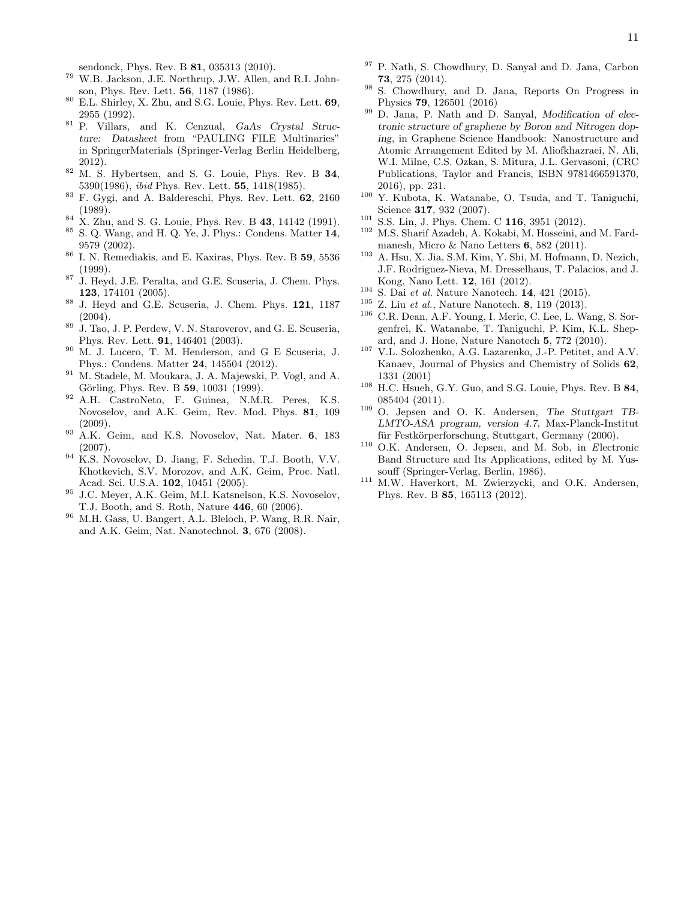sendonck, Phys. Rev. B **81**, 035313 (2010).

[79] W.B. Jackson, J.E. Northrup, J.W. Allen, and R.I. Johnson, Phys. Rev. Lett. **56**, 1187 (1986).

[80] E.L. Shirley, X. Zhu, and S.G. Louie, Phys. Rev. Lett. **69**, 2955 (1992).

[81] P. Villars, and K. Cenzual, *GaAs Crystal Structure: Datasheet* from "PAULING FILE Multinaries" in SpringerMaterials (Springer-Verlag Berlin Heidelberg, 2012).

[82] M. S. Hybertsen, and S. G. Louie, Phys. Rev. B **34**, 5390(1986), *ibid* Phys. Rev. Lett. **55**, 1418(1985).

[83] F. Gygi, and A. Baldereschi, Phys. Rev. Lett. **62**, 2160 (1989).

[84] X. Zhu, and S. G. Louie, Phys. Rev. B **43**, 14142 (1991).

[85] S. Q. Wang, and H. Q. Ye, J. Phys.: Condens. Matter **14**, 9579 (2002).

[86] I. N. Remediakis, and E. Kaxiras, Phys. Rev. B **59**, 5536 (1999).

[87] J. Heyd, J.E. Peralta, and G.E. Scuseria, J. Chem. Phys. **123**, 174101 (2005).

[88] J. Heyd and G.E. Scuseria, J. Chem. Phys. **121**, 1187 (2004).

[89] J. Tao, J. P. Perdew, V. N. Staroverov, and G. E. Scuseria, Phys. Rev. Lett. **91**, 146401 (2003).

[90] M. J. Lucero, T. M. Henderson, and G E Scuseria, J. Phys.: Condens. Matter **24**, 145504 (2012).

[91] M. Stadele, M. Moukara, J. A. Majewski, P. Vogl, and A. Görling, Phys. Rev. B **59**, 10031 (1999).

[92] A.H. CastroNeto, F. Guinea, N.M.R. Peres, K.S. Novoselov, and A.K. Geim, Rev. Mod. Phys. **81**, 109 (2009).

[93] A.K. Geim, and K.S. Novoselov, Nat. Mater. **6**, 183 (2007).

[94] K.S. Novoselov, D. Jiang, F. Schedin, T.J. Booth, V.V. Khotkevich, S.V. Morozov, and A.K. Geim, Proc. Natl. Acad. Sci. U.S.A. **102**, 10451 (2005).

[95] J.C. Meyer, A.K. Geim, M.I. Katsnelson, K.S. Novoselov, T.J. Booth, and S. Roth, Nature **446**, 60 (2006).

[96] M.H. Gass, U. Bangert, A.L. Bleloch, P. Wang, R.R. Nair, and A.K. Geim, Nat. Nanotechnol. **3**, 676 (2008).

[97] P. Nath, S. Chowdhury, D. Sanyal and D. Jana, Carbon **73**, 275 (2014).

[98] S. Chowdhury, and D. Jana, Reports On Progress in Physics **79**, 126501 (2016)

[99] D. Jana, P. Nath and D. Sanyal, *Modification of electronic structure of graphene by Boron and Nitrogen doping*, in Graphene Science Handbook: Nanostructure and Atomic Arrangement Edited by M. Aliofkhazraei, N. Ali, W.I. Milne, C.S. Ozkan, S. Mitura, J.L. Gervasoni, (CRC Publications, Taylor and Francis, ISBN 9781466591370, 2016), pp. 231.

[100] Y. Kubota, K. Watanabe, O. Tsuda, and T. Taniguchi, Science **317**, 932 (2007).

[101] S.S. Lin, J. Phys. Chem. C **116**, 3951 (2012).

[102] M.S. Sharif Azadeh, A. Kokabi, M. Hosseini, and M. Fardmanesh, Micro & Nano Letters **6**, 582 (2011).

[103] A. Hsu, X. Jia, S.M. Kim, Y. Shi, M. Hofmann, D. Nezich, J.F. Rodriguez-Nieva, M. Dresselhaus, T. Palacios, and J. Kong, Nano Lett. **12**, 161 (2012).

[104] S. Dai *et al.* Nature Nanotech. **14**, 421 (2015).

[105] Z. Liu *et al.*, Nature Nanotech. **8**, 119 (2013).

[106] C.R. Dean, A.F. Young, I. Meric, C. Lee, L. Wang, S. Sorgenfrei, K. Watanabe, T. Taniguchi, P. Kim, K.L. Shepard, and J. Hone, Nature Nanotech **5**, 772 (2010).

[107] V.L. Solozhenko, A.G. Lazarenko, J.-P. Petitet, and A.V. Kanaev, Journal of Physics and Chemistry of Solids **62**, 1331 (2001)

[108] H.C. Hsueh, G.Y. Guo, and S.G. Louie, Phys. Rev. B **84**, 085404 (2011).

[109] O. Jepsen and O. K. Andersen, *The Stuttgart TB-LMTO-ASA program, version 4.7*, Max-Planck-Institut für Festkörperforschung, Stuttgart, Germany (2000).

[110] O.K. Andersen, O. Jepsen, and M. Sob, in *E*lectronic Band Structure and Its Applications, edited by M. Yussouff (Springer-Verlag, Berlin, 1986).

[111] M.W. Haverkort, M. Zwierzycki, and O.K. Andersen, Phys. Rev. B **85**, 165113 (2012).